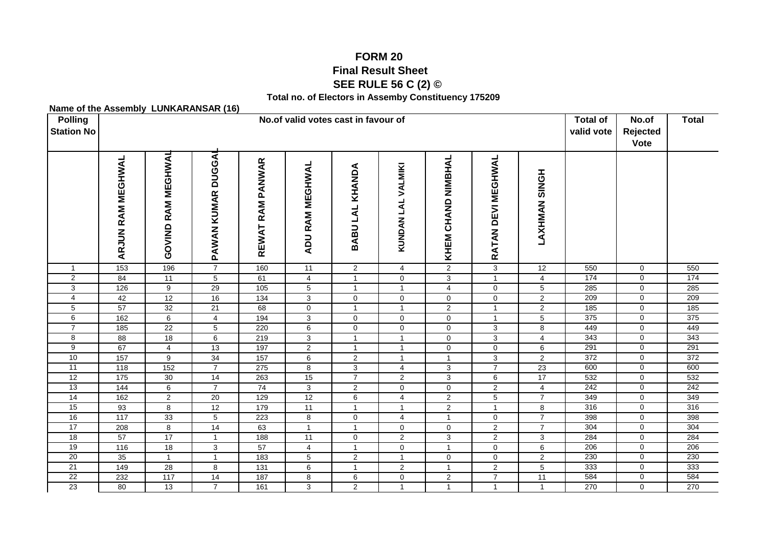# FORM 20
## Final Result Sheet
## SEE RULE 56 C (2) ©
### Total no. of Electors in Assemby Constituency 175209

**Name of the Assembly LUNKARANSAR (16)**

| Polling Station No | No.of valid votes cast in favour of | | | | | | | | | | Total of valid vote | No.of Rejected Vote | Total |
|---|---|---|---|---|---|---|---|---|---|---|---|---|---|
| | ARJUN RAM MEGHWAL | GOVIND RAM MEGHWAL | PAWAN KUMAR DUGGAL | REWAT RAM PANWAR | ADU RAM MEGHWAL | BABU LAL KHANDA | KUNDAN LAL VALMIKI | KHEM CHAND NIMBHAL | RATAN DEVI MEGHWAL | LAXHMAN SINGH | | | |
| 1 | 153 | 196 | 7 | 160 | 11 | 2 | 4 | 2 | 3 | 12 | 550 | 0 | 550 |
| 2 | 84 | 11 | 5 | 61 | 4 | 1 | 0 | 3 | 1 | 4 | 174 | 0 | 174 |
| 3 | 126 | 9 | 29 | 105 | 5 | 1 | 1 | 4 | 0 | 5 | 285 | 0 | 285 |
| 4 | 42 | 12 | 16 | 134 | 3 | 0 | 0 | 0 | 0 | 2 | 209 | 0 | 209 |
| 5 | 57 | 32 | 21 | 68 | 0 | 1 | 1 | 2 | 1 | 2 | 185 | 0 | 185 |
| 6 | 162 | 6 | 4 | 194 | 3 | 0 | 0 | 0 | 1 | 5 | 375 | 0 | 375 |
| 7 | 185 | 22 | 5 | 220 | 6 | 0 | 0 | 0 | 3 | 8 | 449 | 0 | 449 |
| 8 | 88 | 18 | 6 | 219 | 3 | 1 | 1 | 0 | 3 | 4 | 343 | 0 | 343 |
| 9 | 67 | 4 | 13 | 197 | 2 | 1 | 1 | 0 | 0 | 6 | 291 | 0 | 291 |
| 10 | 157 | 9 | 34 | 157 | 6 | 2 | 1 | 1 | 3 | 2 | 372 | 0 | 372 |
| 11 | 118 | 152 | 7 | 275 | 8 | 3 | 4 | 3 | 7 | 23 | 600 | 0 | 600 |
| 12 | 175 | 30 | 14 | 263 | 15 | 7 | 2 | 3 | 6 | 17 | 532 | 0 | 532 |
| 13 | 144 | 6 | 7 | 74 | 3 | 2 | 0 | 0 | 2 | 4 | 242 | 0 | 242 |
| 14 | 162 | 2 | 20 | 129 | 12 | 6 | 4 | 2 | 5 | 7 | 349 | 0 | 349 |
| 15 | 93 | 8 | 12 | 179 | 11 | 1 | 1 | 2 | 1 | 8 | 316 | 0 | 316 |
| 16 | 117 | 33 | 5 | 223 | 8 | 0 | 4 | 1 | 0 | 7 | 398 | 0 | 398 |
| 17 | 208 | 8 | 14 | 63 | 1 | 1 | 0 | 0 | 2 | 7 | 304 | 0 | 304 |
| 18 | 57 | 17 | 1 | 188 | 11 | 0 | 2 | 3 | 2 | 3 | 284 | 0 | 284 |
| 19 | 116 | 18 | 3 | 57 | 4 | 1 | 0 | 1 | 0 | 6 | 206 | 0 | 206 |
| 20 | 35 | 1 | 1 | 183 | 5 | 2 | 1 | 0 | 0 | 2 | 230 | 0 | 230 |
| 21 | 149 | 28 | 8 | 131 | 6 | 1 | 2 | 1 | 2 | 5 | 333 | 0 | 333 |
| 22 | 232 | 117 | 14 | 187 | 8 | 6 | 0 | 2 | 7 | 11 | 584 | 0 | 584 |
| 23 | 80 | 13 | 7 | 161 | 3 | 2 | 1 | 1 | 1 | 1 | 270 | 0 | 270 |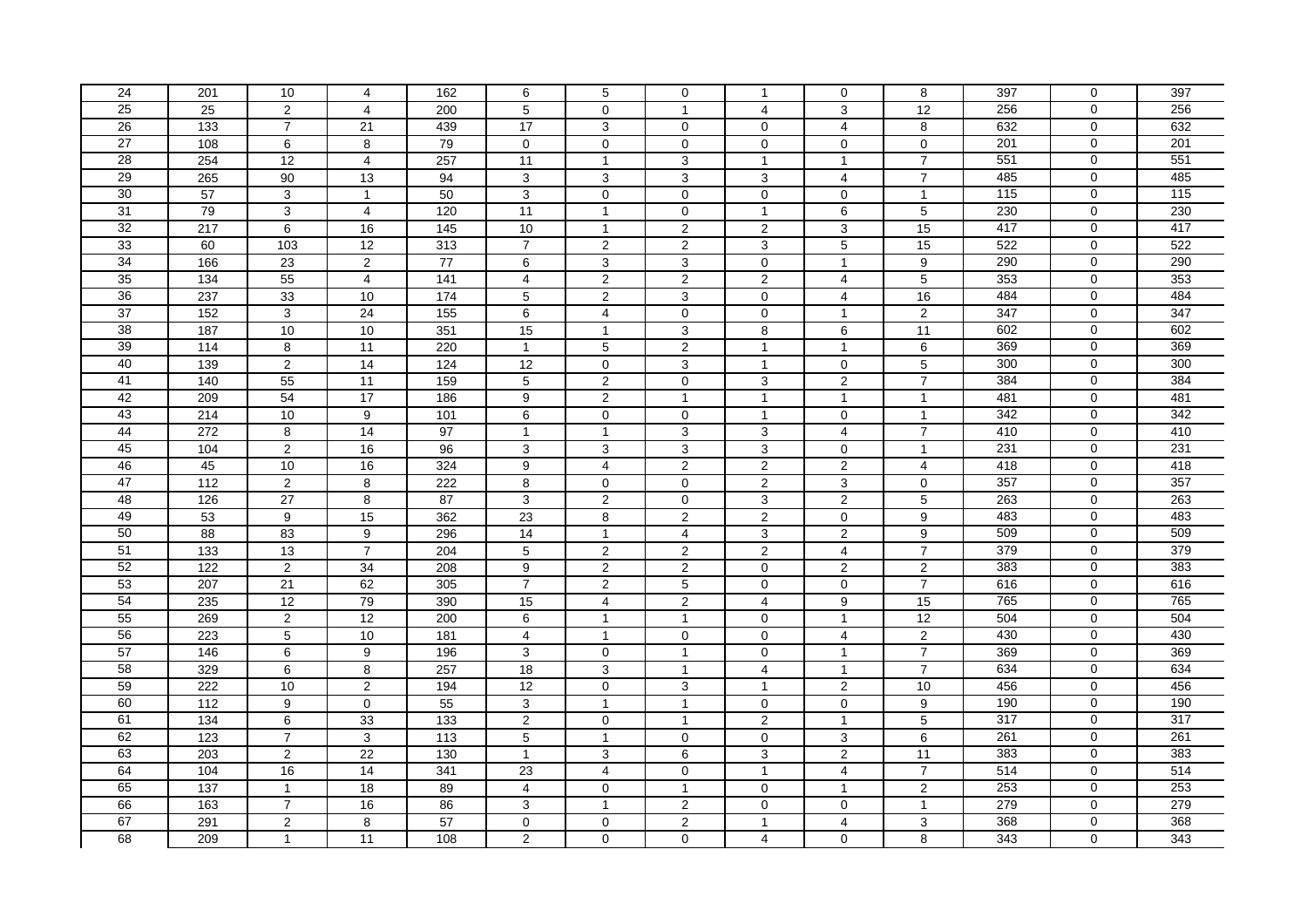| | | | | | | | | | | | | | |
|---|---|---|---|---|---|---|---|---|---|---|---|---|---|
| 24 | 201 | 10 | 4 | 162 | 6 | 5 | 0 | 1 | 0 | 8 | 397 | 0 | 397 |
| 25 | 25 | 2 | 4 | 200 | 5 | 0 | 1 | 4 | 3 | 12 | 256 | 0 | 256 |
| 26 | 133 | 7 | 21 | 439 | 17 | 3 | 0 | 0 | 4 | 8 | 632 | 0 | 632 |
| 27 | 108 | 6 | 8 | 79 | 0 | 0 | 0 | 0 | 0 | 0 | 201 | 0 | 201 |
| 28 | 254 | 12 | 4 | 257 | 11 | 1 | 3 | 1 | 1 | 7 | 551 | 0 | 551 |
| 29 | 265 | 90 | 13 | 94 | 3 | 3 | 3 | 3 | 4 | 7 | 485 | 0 | 485 |
| 30 | 57 | 3 | 1 | 50 | 3 | 0 | 0 | 0 | 0 | 1 | 115 | 0 | 115 |
| 31 | 79 | 3 | 4 | 120 | 11 | 1 | 0 | 1 | 6 | 5 | 230 | 0 | 230 |
| 32 | 217 | 6 | 16 | 145 | 10 | 1 | 2 | 2 | 3 | 15 | 417 | 0 | 417 |
| 33 | 60 | 103 | 12 | 313 | 7 | 2 | 2 | 3 | 5 | 15 | 522 | 0 | 522 |
| 34 | 166 | 23 | 2 | 77 | 6 | 3 | 3 | 0 | 1 | 9 | 290 | 0 | 290 |
| 35 | 134 | 55 | 4 | 141 | 4 | 2 | 2 | 2 | 4 | 5 | 353 | 0 | 353 |
| 36 | 237 | 33 | 10 | 174 | 5 | 2 | 3 | 0 | 4 | 16 | 484 | 0 | 484 |
| 37 | 152 | 3 | 24 | 155 | 6 | 4 | 0 | 0 | 1 | 2 | 347 | 0 | 347 |
| 38 | 187 | 10 | 10 | 351 | 15 | 1 | 3 | 8 | 6 | 11 | 602 | 0 | 602 |
| 39 | 114 | 8 | 11 | 220 | 1 | 5 | 2 | 1 | 1 | 6 | 369 | 0 | 369 |
| 40 | 139 | 2 | 14 | 124 | 12 | 0 | 3 | 1 | 0 | 5 | 300 | 0 | 300 |
| 41 | 140 | 55 | 11 | 159 | 5 | 2 | 0 | 3 | 2 | 7 | 384 | 0 | 384 |
| 42 | 209 | 54 | 17 | 186 | 9 | 2 | 1 | 1 | 1 | 1 | 481 | 0 | 481 |
| 43 | 214 | 10 | 9 | 101 | 6 | 0 | 0 | 1 | 0 | 1 | 342 | 0 | 342 |
| 44 | 272 | 8 | 14 | 97 | 1 | 1 | 3 | 3 | 4 | 7 | 410 | 0 | 410 |
| 45 | 104 | 2 | 16 | 96 | 3 | 3 | 3 | 3 | 0 | 1 | 231 | 0 | 231 |
| 46 | 45 | 10 | 16 | 324 | 9 | 4 | 2 | 2 | 2 | 4 | 418 | 0 | 418 |
| 47 | 112 | 2 | 8 | 222 | 8 | 0 | 0 | 2 | 3 | 0 | 357 | 0 | 357 |
| 48 | 126 | 27 | 8 | 87 | 3 | 2 | 0 | 3 | 2 | 5 | 263 | 0 | 263 |
| 49 | 53 | 9 | 15 | 362 | 23 | 8 | 2 | 2 | 0 | 9 | 483 | 0 | 483 |
| 50 | 88 | 83 | 9 | 296 | 14 | 1 | 4 | 3 | 2 | 9 | 509 | 0 | 509 |
| 51 | 133 | 13 | 7 | 204 | 5 | 2 | 2 | 2 | 4 | 7 | 379 | 0 | 379 |
| 52 | 122 | 2 | 34 | 208 | 9 | 2 | 2 | 0 | 2 | 2 | 383 | 0 | 383 |
| 53 | 207 | 21 | 62 | 305 | 7 | 2 | 5 | 0 | 0 | 7 | 616 | 0 | 616 |
| 54 | 235 | 12 | 79 | 390 | 15 | 4 | 2 | 4 | 9 | 15 | 765 | 0 | 765 |
| 55 | 269 | 2 | 12 | 200 | 6 | 1 | 1 | 0 | 1 | 12 | 504 | 0 | 504 |
| 56 | 223 | 5 | 10 | 181 | 4 | 1 | 0 | 0 | 4 | 2 | 430 | 0 | 430 |
| 57 | 146 | 6 | 9 | 196 | 3 | 0 | 1 | 0 | 1 | 7 | 369 | 0 | 369 |
| 58 | 329 | 6 | 8 | 257 | 18 | 3 | 1 | 4 | 1 | 7 | 634 | 0 | 634 |
| 59 | 222 | 10 | 2 | 194 | 12 | 0 | 3 | 1 | 2 | 10 | 456 | 0 | 456 |
| 60 | 112 | 9 | 0 | 55 | 3 | 1 | 1 | 0 | 0 | 9 | 190 | 0 | 190 |
| 61 | 134 | 6 | 33 | 133 | 2 | 0 | 1 | 2 | 1 | 5 | 317 | 0 | 317 |
| 62 | 123 | 7 | 3 | 113 | 5 | 1 | 0 | 0 | 3 | 6 | 261 | 0 | 261 |
| 63 | 203 | 2 | 22 | 130 | 1 | 3 | 6 | 3 | 2 | 11 | 383 | 0 | 383 |
| 64 | 104 | 16 | 14 | 341 | 23 | 4 | 0 | 1 | 4 | 7 | 514 | 0 | 514 |
| 65 | 137 | 1 | 18 | 89 | 4 | 0 | 1 | 0 | 1 | 2 | 253 | 0 | 253 |
| 66 | 163 | 7 | 16 | 86 | 3 | 1 | 2 | 0 | 0 | 1 | 279 | 0 | 279 |
| 67 | 291 | 2 | 8 | 57 | 0 | 0 | 2 | 1 | 4 | 3 | 368 | 0 | 368 |
| 68 | 209 | 1 | 11 | 108 | 2 | 0 | 0 | 4 | 0 | 8 | 343 | 0 | 343 |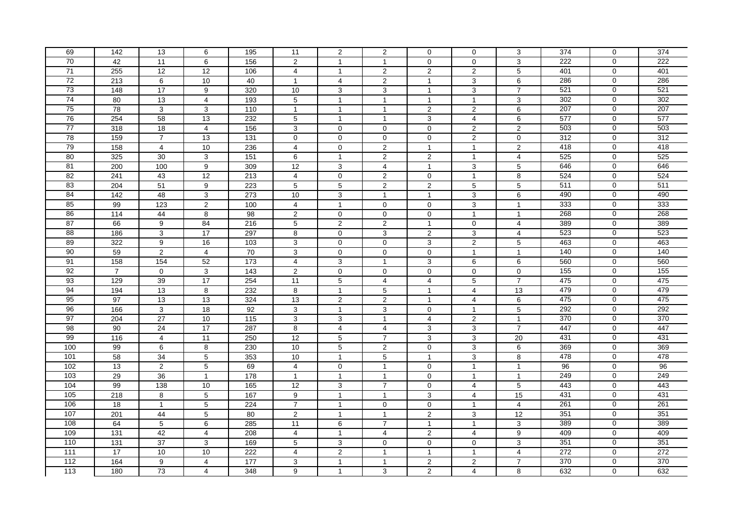| | | | | | | | | | | | | | |
|---|---|---|---|---|---|---|---|---|---|---|---|---|---|
| 69 | 142 | 13 | 6 | 195 | 11 | 2 | 2 | 0 | 0 | 3 | 374 | 0 | 374 |
| 70 | 42 | 11 | 6 | 156 | 2 | 1 | 1 | 0 | 0 | 3 | 222 | 0 | 222 |
| 71 | 255 | 12 | 12 | 106 | 4 | 1 | 2 | 2 | 2 | 5 | 401 | 0 | 401 |
| 72 | 213 | 6 | 10 | 40 | 1 | 4 | 2 | 1 | 3 | 6 | 286 | 0 | 286 |
| 73 | 148 | 17 | 9 | 320 | 10 | 3 | 3 | 1 | 3 | 7 | 521 | 0 | 521 |
| 74 | 80 | 13 | 4 | 193 | 5 | 1 | 1 | 1 | 1 | 3 | 302 | 0 | 302 |
| 75 | 78 | 3 | 3 | 110 | 1 | 1 | 1 | 2 | 2 | 6 | 207 | 0 | 207 |
| 76 | 254 | 58 | 13 | 232 | 5 | 1 | 1 | 3 | 4 | 6 | 577 | 0 | 577 |
| 77 | 318 | 18 | 4 | 156 | 3 | 0 | 0 | 0 | 2 | 2 | 503 | 0 | 503 |
| 78 | 159 | 7 | 13 | 131 | 0 | 0 | 0 | 0 | 2 | 0 | 312 | 0 | 312 |
| 79 | 158 | 4 | 10 | 236 | 4 | 0 | 2 | 1 | 1 | 2 | 418 | 0 | 418 |
| 80 | 325 | 30 | 3 | 151 | 6 | 1 | 2 | 2 | 1 | 4 | 525 | 0 | 525 |
| 81 | 200 | 100 | 9 | 309 | 12 | 3 | 4 | 1 | 3 | 5 | 646 | 0 | 646 |
| 82 | 241 | 43 | 12 | 213 | 4 | 0 | 2 | 0 | 1 | 8 | 524 | 0 | 524 |
| 83 | 204 | 51 | 9 | 223 | 5 | 5 | 2 | 2 | 5 | 5 | 511 | 0 | 511 |
| 84 | 142 | 48 | 3 | 273 | 10 | 3 | 1 | 1 | 3 | 6 | 490 | 0 | 490 |
| 85 | 99 | 123 | 2 | 100 | 4 | 1 | 0 | 0 | 3 | 1 | 333 | 0 | 333 |
| 86 | 114 | 44 | 8 | 98 | 2 | 0 | 0 | 0 | 1 | 1 | 268 | 0 | 268 |
| 87 | 66 | 9 | 84 | 216 | 5 | 2 | 2 | 1 | 0 | 4 | 389 | 0 | 389 |
| 88 | 186 | 3 | 17 | 297 | 8 | 0 | 3 | 2 | 3 | 4 | 523 | 0 | 523 |
| 89 | 322 | 9 | 16 | 103 | 3 | 0 | 0 | 3 | 2 | 5 | 463 | 0 | 463 |
| 90 | 59 | 2 | 4 | 70 | 3 | 0 | 0 | 0 | 1 | 1 | 140 | 0 | 140 |
| 91 | 158 | 154 | 52 | 173 | 4 | 3 | 1 | 3 | 6 | 6 | 560 | 0 | 560 |
| 92 | 7 | 0 | 3 | 143 | 2 | 0 | 0 | 0 | 0 | 0 | 155 | 0 | 155 |
| 93 | 129 | 39 | 17 | 254 | 11 | 5 | 4 | 4 | 5 | 7 | 475 | 0 | 475 |
| 94 | 194 | 13 | 8 | 232 | 8 | 1 | 5 | 1 | 4 | 13 | 479 | 0 | 479 |
| 95 | 97 | 13 | 13 | 324 | 13 | 2 | 2 | 1 | 4 | 6 | 475 | 0 | 475 |
| 96 | 166 | 3 | 18 | 92 | 3 | 1 | 3 | 0 | 1 | 5 | 292 | 0 | 292 |
| 97 | 204 | 27 | 10 | 115 | 3 | 3 | 1 | 4 | 2 | 1 | 370 | 0 | 370 |
| 98 | 90 | 24 | 17 | 287 | 8 | 4 | 4 | 3 | 3 | 7 | 447 | 0 | 447 |
| 99 | 116 | 4 | 11 | 250 | 12 | 5 | 7 | 3 | 3 | 20 | 431 | 0 | 431 |
| 100 | 99 | 6 | 8 | 230 | 10 | 5 | 2 | 0 | 3 | 6 | 369 | 0 | 369 |
| 101 | 58 | 34 | 5 | 353 | 10 | 1 | 5 | 1 | 3 | 8 | 478 | 0 | 478 |
| 102 | 13 | 2 | 5 | 69 | 4 | 0 | 1 | 0 | 1 | 1 | 96 | 0 | 96 |
| 103 | 29 | 36 | 1 | 178 | 1 | 1 | 1 | 0 | 1 | 1 | 249 | 0 | 249 |
| 104 | 99 | 138 | 10 | 165 | 12 | 3 | 7 | 0 | 4 | 5 | 443 | 0 | 443 |
| 105 | 218 | 8 | 5 | 167 | 9 | 1 | 1 | 3 | 4 | 15 | 431 | 0 | 431 |
| 106 | 18 | 1 | 5 | 224 | 7 | 1 | 0 | 0 | 1 | 4 | 261 | 0 | 261 |
| 107 | 201 | 44 | 5 | 80 | 2 | 1 | 1 | 2 | 3 | 12 | 351 | 0 | 351 |
| 108 | 64 | 5 | 6 | 285 | 11 | 6 | 7 | 1 | 1 | 3 | 389 | 0 | 389 |
| 109 | 131 | 42 | 4 | 208 | 4 | 1 | 4 | 2 | 4 | 9 | 409 | 0 | 409 |
| 110 | 131 | 37 | 3 | 169 | 5 | 3 | 0 | 0 | 0 | 3 | 351 | 0 | 351 |
| 111 | 17 | 10 | 10 | 222 | 4 | 2 | 1 | 1 | 1 | 4 | 272 | 0 | 272 |
| 112 | 164 | 9 | 4 | 177 | 3 | 1 | 1 | 2 | 2 | 7 | 370 | 0 | 370 |
| 113 | 180 | 73 | 4 | 348 | 9 | 1 | 3 | 2 | 4 | 8 | 632 | 0 | 632 |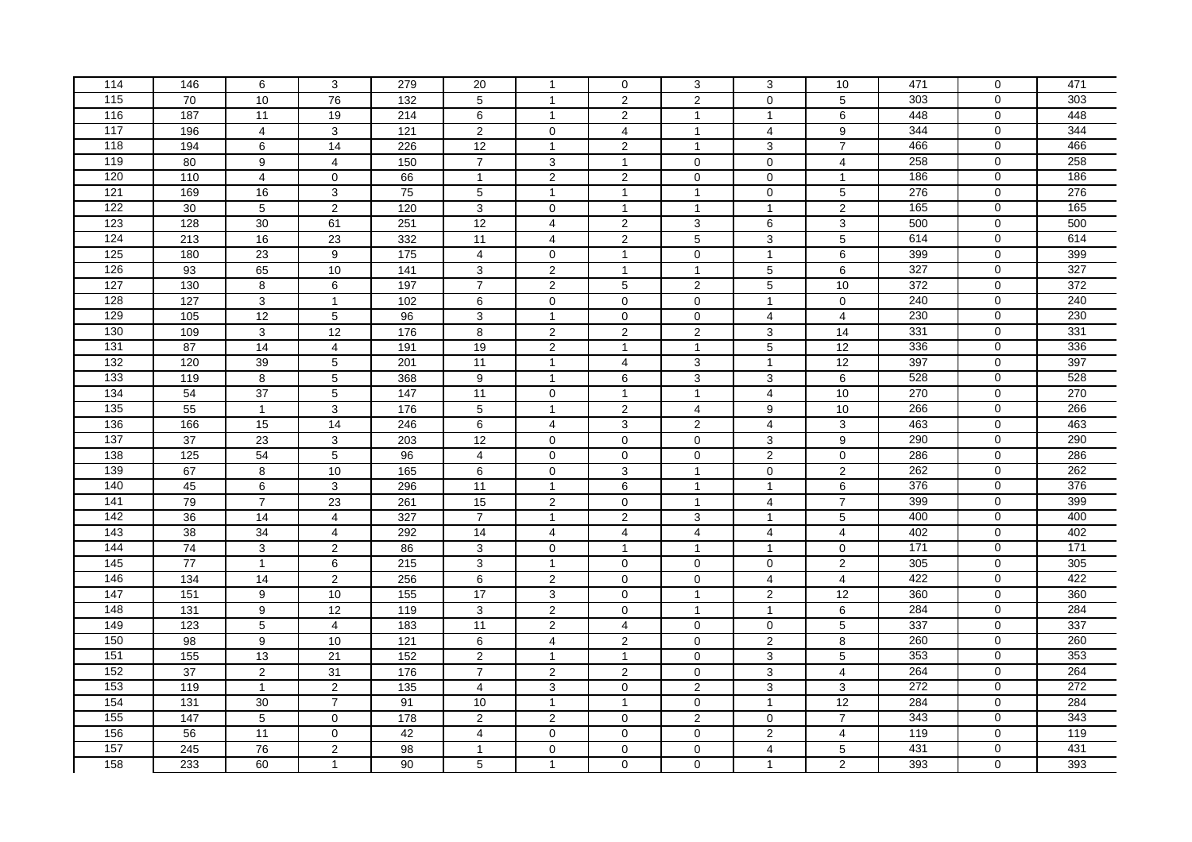| 114 | 146 | 6 | 3 | 279 | 20 | 1 | 0 | 3 | 3 | 10 | 471 | 0 | 471 |
|---|---|---|---|---|---|---|---|---|---|---|---|---|---|
| 115 | 70 | 10 | 76 | 132 | 5 | 1 | 2 | 2 | 0 | 5 | 303 | 0 | 303 |
| 116 | 187 | 11 | 19 | 214 | 6 | 1 | 2 | 1 | 1 | 6 | 448 | 0 | 448 |
| 117 | 196 | 4 | 3 | 121 | 2 | 0 | 4 | 1 | 4 | 9 | 344 | 0 | 344 |
| 118 | 194 | 6 | 14 | 226 | 12 | 1 | 2 | 1 | 3 | 7 | 466 | 0 | 466 |
| 119 | 80 | 9 | 4 | 150 | 7 | 3 | 1 | 0 | 0 | 4 | 258 | 0 | 258 |
| 120 | 110 | 4 | 0 | 66 | 1 | 2 | 2 | 0 | 0 | 1 | 186 | 0 | 186 |
| 121 | 169 | 16 | 3 | 75 | 5 | 1 | 1 | 1 | 0 | 5 | 276 | 0 | 276 |
| 122 | 30 | 5 | 2 | 120 | 3 | 0 | 1 | 1 | 1 | 2 | 165 | 0 | 165 |
| 123 | 128 | 30 | 61 | 251 | 12 | 4 | 2 | 3 | 6 | 3 | 500 | 0 | 500 |
| 124 | 213 | 16 | 23 | 332 | 11 | 4 | 2 | 5 | 3 | 5 | 614 | 0 | 614 |
| 125 | 180 | 23 | 9 | 175 | 4 | 0 | 1 | 0 | 1 | 6 | 399 | 0 | 399 |
| 126 | 93 | 65 | 10 | 141 | 3 | 2 | 1 | 1 | 5 | 6 | 327 | 0 | 327 |
| 127 | 130 | 8 | 6 | 197 | 7 | 2 | 5 | 2 | 5 | 10 | 372 | 0 | 372 |
| 128 | 127 | 3 | 1 | 102 | 6 | 0 | 0 | 0 | 1 | 0 | 240 | 0 | 240 |
| 129 | 105 | 12 | 5 | 96 | 3 | 1 | 0 | 0 | 4 | 4 | 230 | 0 | 230 |
| 130 | 109 | 3 | 12 | 176 | 8 | 2 | 2 | 2 | 3 | 14 | 331 | 0 | 331 |
| 131 | 87 | 14 | 4 | 191 | 19 | 2 | 1 | 1 | 5 | 12 | 336 | 0 | 336 |
| 132 | 120 | 39 | 5 | 201 | 11 | 1 | 4 | 3 | 1 | 12 | 397 | 0 | 397 |
| 133 | 119 | 8 | 5 | 368 | 9 | 1 | 6 | 3 | 3 | 6 | 528 | 0 | 528 |
| 134 | 54 | 37 | 5 | 147 | 11 | 0 | 1 | 1 | 4 | 10 | 270 | 0 | 270 |
| 135 | 55 | 1 | 3 | 176 | 5 | 1 | 2 | 4 | 9 | 10 | 266 | 0 | 266 |
| 136 | 166 | 15 | 14 | 246 | 6 | 4 | 3 | 2 | 4 | 3 | 463 | 0 | 463 |
| 137 | 37 | 23 | 3 | 203 | 12 | 0 | 0 | 0 | 3 | 9 | 290 | 0 | 290 |
| 138 | 125 | 54 | 5 | 96 | 4 | 0 | 0 | 0 | 2 | 0 | 286 | 0 | 286 |
| 139 | 67 | 8 | 10 | 165 | 6 | 0 | 3 | 1 | 0 | 2 | 262 | 0 | 262 |
| 140 | 45 | 6 | 3 | 296 | 11 | 1 | 6 | 1 | 1 | 6 | 376 | 0 | 376 |
| 141 | 79 | 7 | 23 | 261 | 15 | 2 | 0 | 1 | 4 | 7 | 399 | 0 | 399 |
| 142 | 36 | 14 | 4 | 327 | 7 | 1 | 2 | 3 | 1 | 5 | 400 | 0 | 400 |
| 143 | 38 | 34 | 4 | 292 | 14 | 4 | 4 | 4 | 4 | 4 | 402 | 0 | 402 |
| 144 | 74 | 3 | 2 | 86 | 3 | 0 | 1 | 1 | 1 | 0 | 171 | 0 | 171 |
| 145 | 77 | 1 | 6 | 215 | 3 | 1 | 0 | 0 | 0 | 2 | 305 | 0 | 305 |
| 146 | 134 | 14 | 2 | 256 | 6 | 2 | 0 | 0 | 4 | 4 | 422 | 0 | 422 |
| 147 | 151 | 9 | 10 | 155 | 17 | 3 | 0 | 1 | 2 | 12 | 360 | 0 | 360 |
| 148 | 131 | 9 | 12 | 119 | 3 | 2 | 0 | 1 | 1 | 6 | 284 | 0 | 284 |
| 149 | 123 | 5 | 4 | 183 | 11 | 2 | 4 | 0 | 0 | 5 | 337 | 0 | 337 |
| 150 | 98 | 9 | 10 | 121 | 6 | 4 | 2 | 0 | 2 | 8 | 260 | 0 | 260 |
| 151 | 155 | 13 | 21 | 152 | 2 | 1 | 1 | 0 | 3 | 5 | 353 | 0 | 353 |
| 152 | 37 | 2 | 31 | 176 | 7 | 2 | 2 | 0 | 3 | 4 | 264 | 0 | 264 |
| 153 | 119 | 1 | 2 | 135 | 4 | 3 | 0 | 2 | 3 | 3 | 272 | 0 | 272 |
| 154 | 131 | 30 | 7 | 91 | 10 | 1 | 1 | 0 | 1 | 12 | 284 | 0 | 284 |
| 155 | 147 | 5 | 0 | 178 | 2 | 2 | 0 | 2 | 0 | 7 | 343 | 0 | 343 |
| 156 | 56 | 11 | 0 | 42 | 4 | 0 | 0 | 0 | 2 | 4 | 119 | 0 | 119 |
| 157 | 245 | 76 | 2 | 98 | 1 | 0 | 0 | 0 | 4 | 5 | 431 | 0 | 431 |
| 158 | 233 | 60 | 1 | 90 | 5 | 1 | 0 | 0 | 1 | 2 | 393 | 0 | 393 |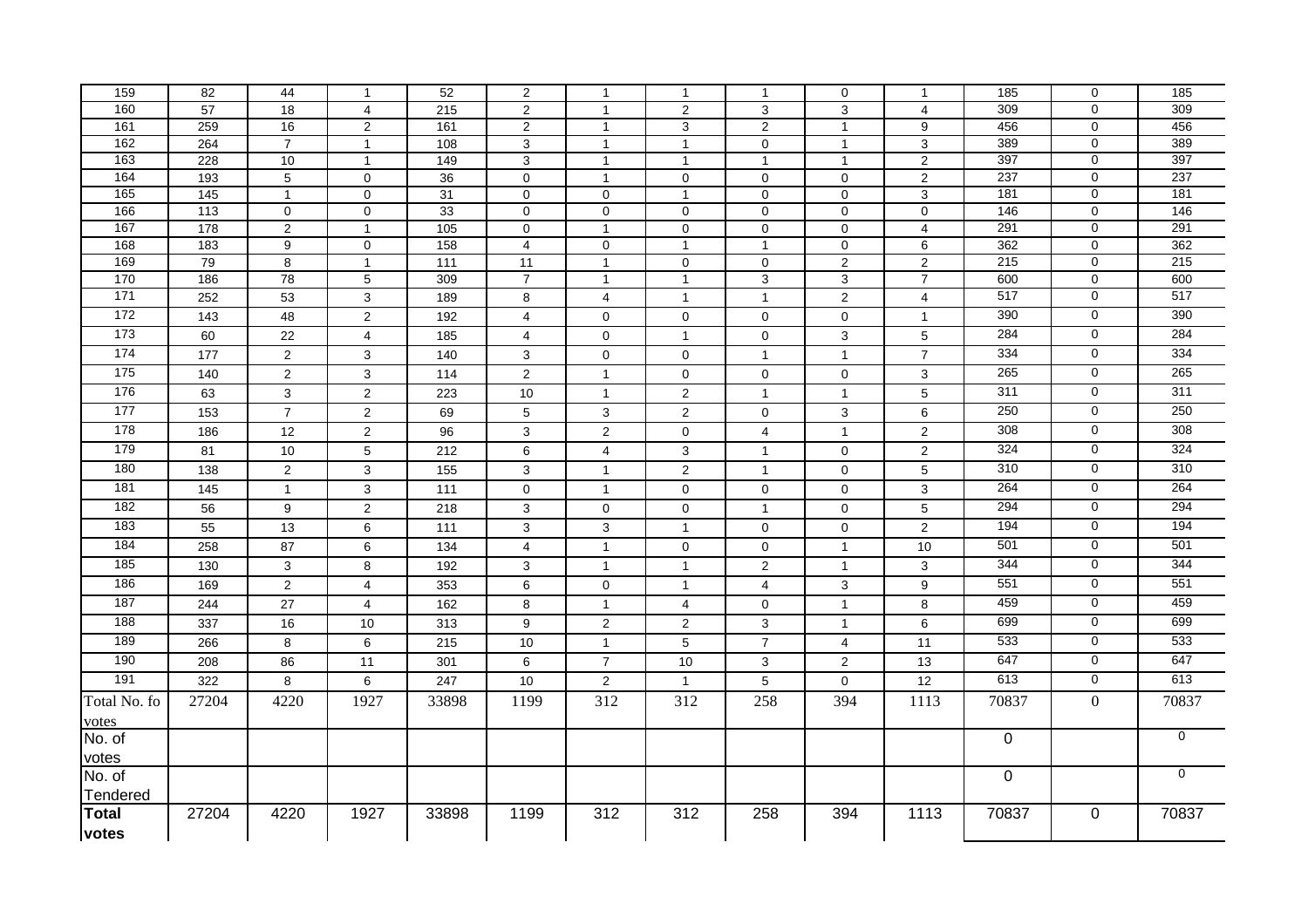| | | | | | | | | | | | | | |
|---|---|---|---|---|---|---|---|---|---|---|---|---|---|
| 159 | 82 | 44 | 1 | 52 | 2 | 1 | 1 | 1 | 0 | 1 | 185 | 0 | 185 |
| 160 | 57 | 18 | 4 | 215 | 2 | 1 | 2 | 3 | 3 | 4 | 309 | 0 | 309 |
| 161 | 259 | 16 | 2 | 161 | 2 | 1 | 3 | 2 | 1 | 9 | 456 | 0 | 456 |
| 162 | 264 | 7 | 1 | 108 | 3 | 1 | 1 | 0 | 1 | 3 | 389 | 0 | 389 |
| 163 | 228 | 10 | 1 | 149 | 3 | 1 | 1 | 1 | 1 | 2 | 397 | 0 | 397 |
| 164 | 193 | 5 | 0 | 36 | 0 | 1 | 0 | 0 | 0 | 2 | 237 | 0 | 237 |
| 165 | 145 | 1 | 0 | 31 | 0 | 0 | 1 | 0 | 0 | 3 | 181 | 0 | 181 |
| 166 | 113 | 0 | 0 | 33 | 0 | 0 | 0 | 0 | 0 | 0 | 146 | 0 | 146 |
| 167 | 178 | 2 | 1 | 105 | 0 | 1 | 0 | 0 | 0 | 4 | 291 | 0 | 291 |
| 168 | 183 | 9 | 0 | 158 | 4 | 0 | 1 | 1 | 0 | 6 | 362 | 0 | 362 |
| 169 | 79 | 8 | 1 | 111 | 11 | 1 | 0 | 0 | 2 | 2 | 215 | 0 | 215 |
| 170 | 186 | 78 | 5 | 309 | 7 | 1 | 1 | 3 | 3 | 7 | 600 | 0 | 600 |
| 171 | 252 | 53 | 3 | 189 | 8 | 4 | 1 | 1 | 2 | 4 | 517 | 0 | 517 |
| 172 | 143 | 48 | 2 | 192 | 4 | 0 | 0 | 0 | 0 | 1 | 390 | 0 | 390 |
| 173 | 60 | 22 | 4 | 185 | 4 | 0 | 1 | 0 | 3 | 5 | 284 | 0 | 284 |
| 174 | 177 | 2 | 3 | 140 | 3 | 0 | 0 | 1 | 1 | 7 | 334 | 0 | 334 |
| 175 | 140 | 2 | 3 | 114 | 2 | 1 | 0 | 0 | 0 | 3 | 265 | 0 | 265 |
| 176 | 63 | 3 | 2 | 223 | 10 | 1 | 2 | 1 | 1 | 5 | 311 | 0 | 311 |
| 177 | 153 | 7 | 2 | 69 | 5 | 3 | 2 | 0 | 3 | 6 | 250 | 0 | 250 |
| 178 | 186 | 12 | 2 | 96 | 3 | 2 | 0 | 4 | 1 | 2 | 308 | 0 | 308 |
| 179 | 81 | 10 | 5 | 212 | 6 | 4 | 3 | 1 | 0 | 2 | 324 | 0 | 324 |
| 180 | 138 | 2 | 3 | 155 | 3 | 1 | 2 | 1 | 0 | 5 | 310 | 0 | 310 |
| 181 | 145 | 1 | 3 | 111 | 0 | 1 | 0 | 0 | 0 | 3 | 264 | 0 | 264 |
| 182 | 56 | 9 | 2 | 218 | 3 | 0 | 0 | 1 | 0 | 5 | 294 | 0 | 294 |
| 183 | 55 | 13 | 6 | 111 | 3 | 3 | 1 | 0 | 0 | 2 | 194 | 0 | 194 |
| 184 | 258 | 87 | 6 | 134 | 4 | 1 | 0 | 0 | 1 | 10 | 501 | 0 | 501 |
| 185 | 130 | 3 | 8 | 192 | 3 | 1 | 1 | 2 | 1 | 3 | 344 | 0 | 344 |
| 186 | 169 | 2 | 4 | 353 | 6 | 0 | 1 | 4 | 3 | 9 | 551 | 0 | 551 |
| 187 | 244 | 27 | 4 | 162 | 8 | 1 | 4 | 0 | 1 | 8 | 459 | 0 | 459 |
| 188 | 337 | 16 | 10 | 313 | 9 | 2 | 2 | 3 | 1 | 6 | 699 | 0 | 699 |
| 189 | 266 | 8 | 6 | 215 | 10 | 1 | 5 | 7 | 4 | 11 | 533 | 0 | 533 |
| 190 | 208 | 86 | 11 | 301 | 6 | 7 | 10 | 3 | 2 | 13 | 647 | 0 | 647 |
| 191 | 322 | 8 | 6 | 247 | 10 | 2 | 1 | 5 | 0 | 12 | 613 | 0 | 613 |
| Total No. fo votes | 27204 | 4220 | 1927 | 33898 | 1199 | 312 | 312 | 258 | 394 | 1113 | 70837 | 0 | 70837 |
| No. of votes | | | | | | | | | | | 0 | | 0 |
| No. of Tendered | | | | | | | | | | | 0 | | 0 |
| **Total votes** | 27204 | 4220 | 1927 | 33898 | 1199 | 312 | 312 | 258 | 394 | 1113 | 70837 | 0 | 70837 |